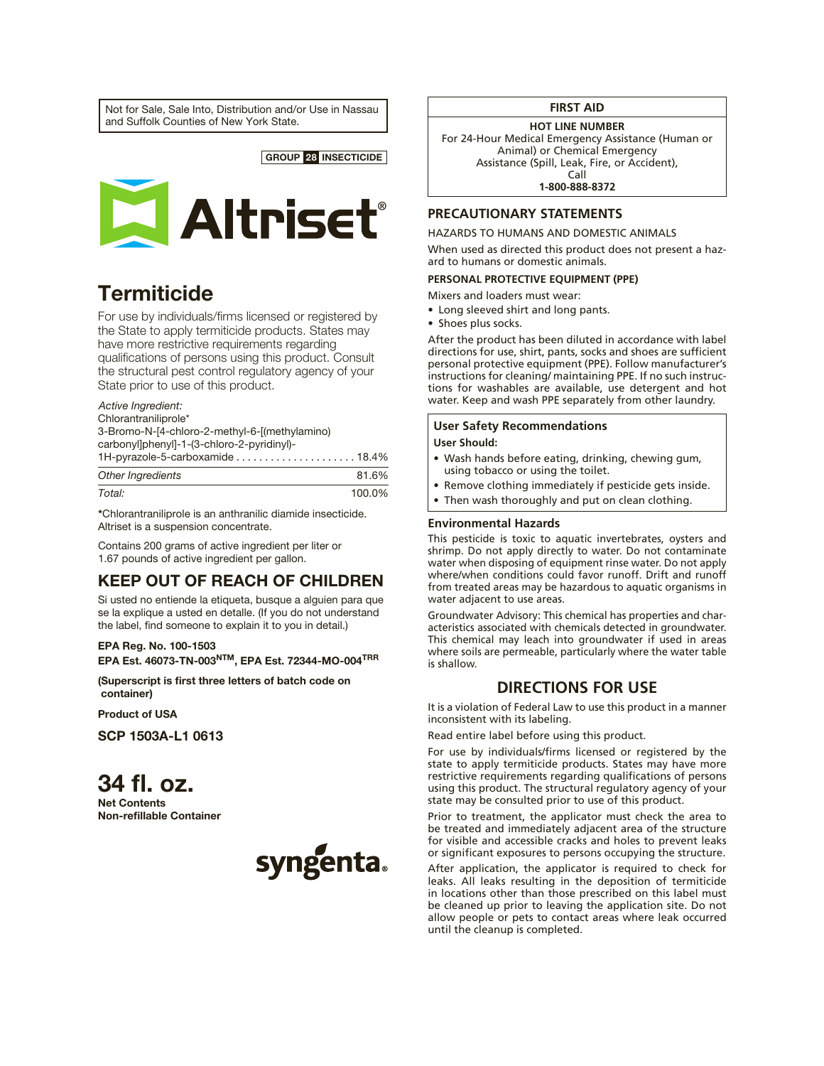Not for Sale, Sale Into, Distribution and/or Use in Nassau and Suffolk Counties of New York State.

**GROUP 28 INSECTICIDE**

# Altriset®

## Termiticide

For use by individuals/firms licensed or registered by the State to apply termiticide products. States may have more restrictive requirements regarding qualifications of persons using this product. Consult the structural pest control regulatory agency of your State prior to use of this product.

| *Active Ingredient:* | |
|---|---|
| Chlorantraniliprole* 3-Bromo-N-[4-chloro-2-methyl-6-[(methylamino) carbonyl]phenyl]-1-(3-chloro-2-pyridinyl)-1H-pyrazole-5-carboxamide | 18.4% |
| *Other Ingredients* | 81.6% |
| *Total:* | 100.0% |

*Chlorantraniliprole is an anthranilic diamide insecticide. Altriset is a suspension concentrate.

Contains 200 grams of active ingredient per liter or 1.67 pounds of active ingredient per gallon.

## KEEP OUT OF REACH OF CHILDREN

Si usted no entiende la etiqueta, busque a alguien para que se la explique a usted en detalle. (If you do not understand the label, find someone to explain it to you in detail.)

**EPA Reg. No. 100-1503**
**EPA Est. 46073-TN-003[NTM], EPA Est. 72344-MO-004[TRR]**

**(Superscript is first three letters of batch code on container)**

**Product of USA**

**SCP 1503A-L1 0613**

# 34 fl. oz.

**Net Contents**
**Non-refillable Container**

syngenta

## FIRST AID

**HOT LINE NUMBER**
For 24-Hour Medical Emergency Assistance (Human or Animal) or Chemical Emergency Assistance (Spill, Leak, Fire, or Accident), Call
**1-800-888-8372**

## PRECAUTIONARY STATEMENTS

HAZARDS TO HUMANS AND DOMESTIC ANIMALS

When used as directed this product does not present a hazard to humans or domestic animals.

### PERSONAL PROTECTIVE EQUIPMENT (PPE)

Mixers and loaders must wear:

- Long sleeved shirt and long pants.
- Shoes plus socks.

After the product has been diluted in accordance with label directions for use, shirt, pants, socks and shoes are sufficient personal protective equipment (PPE). Follow manufacturer's instructions for cleaning/ maintaining PPE. If no such instructions for washables are available, use detergent and hot water. Keep and wash PPE separately from other laundry.

### User Safety Recommendations

**User Should:**

- Wash hands before eating, drinking, chewing gum, using tobacco or using the toilet.
- Remove clothing immediately if pesticide gets inside.
- Then wash thoroughly and put on clean clothing.

### Environmental Hazards

This pesticide is toxic to aquatic invertebrates, oysters and shrimp. Do not apply directly to water. Do not contaminate water when disposing of equipment rinse water. Do not apply where/when conditions could favor runoff. Drift and runoff from treated areas may be hazardous to aquatic organisms in water adjacent to use areas.

Groundwater Advisory: This chemical has properties and characteristics associated with chemicals detected in groundwater. This chemical may leach into groundwater if used in areas where soils are permeable, particularly where the water table is shallow.

## DIRECTIONS FOR USE

It is a violation of Federal Law to use this product in a manner inconsistent with its labeling.

Read entire label before using this product.

For use by individuals/firms licensed or registered by the state to apply termiticide products. States may have more restrictive requirements regarding qualifications of persons using this product. The structural regulatory agency of your state may be consulted prior to use of this product.

Prior to treatment, the applicator must check the area to be treated and immediately adjacent area of the structure for visible and accessible cracks and holes to prevent leaks or significant exposures to persons occupying the structure.

After application, the applicator is required to check for leaks. All leaks resulting in the deposition of termiticide in locations other than those prescribed on this label must be cleaned up prior to leaving the application site. Do not allow people or pets to contact areas where leak occurred until the cleanup is completed.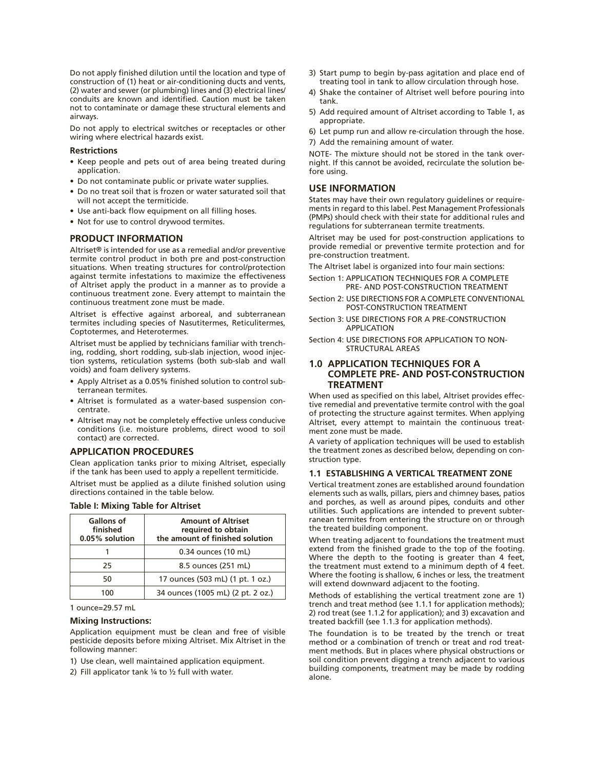Do not apply finished dilution until the location and type of construction of (1) heat or air-conditioning ducts and vents, (2) water and sewer (or plumbing) lines and (3) electrical lines/ conduits are known and identified. Caution must be taken not to contaminate or damage these structural elements and airways.

Do not apply to electrical switches or receptacles or other wiring where electrical hazards exist.

**Restrictions**

- Keep people and pets out of area being treated during application.
- Do not contaminate public or private water supplies.
- Do no treat soil that is frozen or water saturated soil that will not accept the termiticide.
- Use anti-back flow equipment on all filling hoses.
- Not for use to control drywood termites.

## PRODUCT INFORMATION

Altriset® is intended for use as a remedial and/or preventive termite control product in both pre and post-construction situations. When treating structures for control/protection against termite infestations to maximize the effectiveness of Altriset apply the product in a manner as to provide a continuous treatment zone. Every attempt to maintain the continuous treatment zone must be made.

Altriset is effective against arboreal, and subterranean termites including species of Nasutitermes, Reticulitermes, Coptotermes, and Heterotermes.

Altriset must be applied by technicians familiar with trenching, rodding, short rodding, sub-slab injection, wood injection systems, reticulation systems (both sub-slab and wall voids) and foam delivery systems.

- Apply Altriset as a 0.05% finished solution to control subterranean termites.
- Altriset is formulated as a water-based suspension concentrate.
- Altriset may not be completely effective unless conducive conditions (i.e. moisture problems, direct wood to soil contact) are corrected.

## APPLICATION PROCEDURES

Clean application tanks prior to mixing Altriset, especially if the tank has been used to apply a repellent termiticide.

Altriset must be applied as a dilute finished solution using directions contained in the table below.

**Table I: Mixing Table for Altriset**

| Gallons of finished 0.05% solution | Amount of Altriset required to obtain the amount of finished solution |
|---|---|
| 1 | 0.34 ounces (10 mL) |
| 25 | 8.5 ounces (251 mL) |
| 50 | 17 ounces (503 mL) (1 pt. 1 oz.) |
| 100 | 34 ounces (1005 mL) (2 pt. 2 oz.) |

1 ounce=29.57 mL

**Mixing Instructions:**

Application equipment must be clean and free of visible pesticide deposits before mixing Altriset. Mix Altriset in the following manner:

1) Use clean, well maintained application equipment.
2) Fill applicator tank ¼ to ½ full with water.
3) Start pump to begin by-pass agitation and place end of treating tool in tank to allow circulation through hose.
4) Shake the container of Altriset well before pouring into tank.
5) Add required amount of Altriset according to Table 1, as appropriate.
6) Let pump run and allow re-circulation through the hose.
7) Add the remaining amount of water.

NOTE- The mixture should not be stored in the tank overnight. If this cannot be avoided, recirculate the solution before using.

## USE INFORMATION

States may have their own regulatory guidelines or requirements in regard to this label. Pest Management Professionals (PMPs) should check with their state for additional rules and regulations for subterranean termite treatments.

Altriset may be used for post-construction applications to provide remedial or preventive termite protection and for pre-construction treatment.

The Altriset label is organized into four main sections:

Section 1: APPLICATION TECHNIQUES FOR A COMPLETE PRE- AND POST-CONSTRUCTION TREATMENT

Section 2: USE DIRECTIONS FOR A COMPLETE CONVENTIONAL POST-CONSTRUCTION TREATMENT

Section 3: USE DIRECTIONS FOR A PRE-CONSTRUCTION APPLICATION

Section 4: USE DIRECTIONS FOR APPLICATION TO NON-STRUCTURAL AREAS

## 1.0 APPLICATION TECHNIQUES FOR A COMPLETE PRE- AND POST-CONSTRUCTION TREATMENT

When used as specified on this label, Altriset provides effective remedial and preventative termite control with the goal of protecting the structure against termites. When applying Altriset, every attempt to maintain the continuous treatment zone must be made.

A variety of application techniques will be used to establish the treatment zones as described below, depending on construction type.

### 1.1 ESTABLISHING A VERTICAL TREATMENT ZONE

Vertical treatment zones are established around foundation elements such as walls, pillars, piers and chimney bases, patios and porches, as well as around pipes, conduits and other utilities. Such applications are intended to prevent subterranean termites from entering the structure on or through the treated building component.

When treating adjacent to foundations the treatment must extend from the finished grade to the top of the footing. Where the depth to the footing is greater than 4 feet, the treatment must extend to a minimum depth of 4 feet. Where the footing is shallow, 6 inches or less, the treatment will extend downward adjacent to the footing.

Methods of establishing the vertical treatment zone are 1) trench and treat method (see 1.1.1 for application methods); 2) rod treat (see 1.1.2 for application); and 3) excavation and treated backfill (see 1.1.3 for application methods).

The foundation is to be treated by the trench or treat method or a combination of trench or treat and rod treatment methods. But in places where physical obstructions or soil condition prevent digging a trench adjacent to various building components, treatment may be made by rodding alone.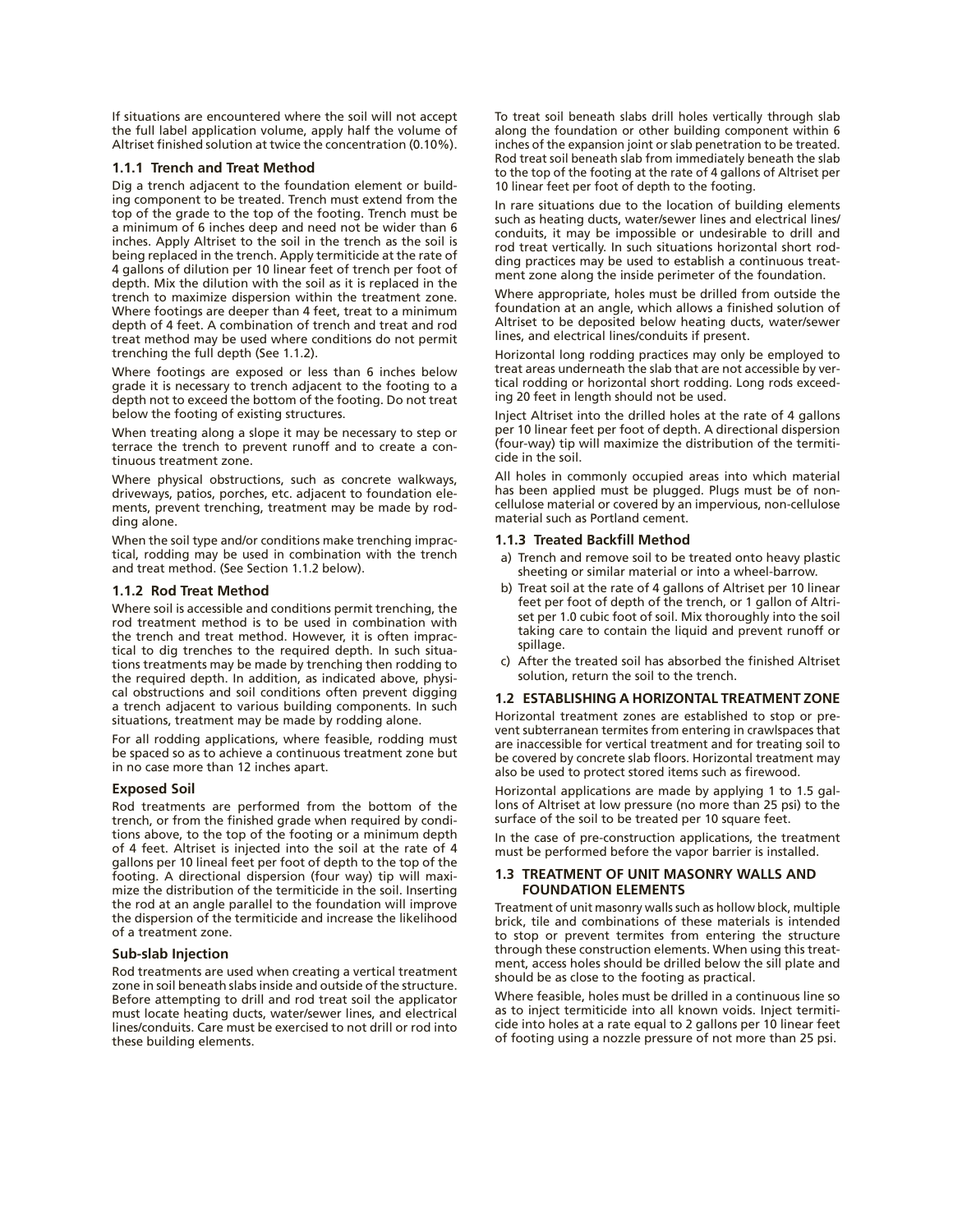If situations are encountered where the soil will not accept the full label application volume, apply half the volume of Altriset finished solution at twice the concentration (0.10%).

### 1.1.1 Trench and Treat Method

Dig a trench adjacent to the foundation element or building component to be treated. Trench must extend from the top of the grade to the top of the footing. Trench must be a minimum of 6 inches deep and need not be wider than 6 inches. Apply Altriset to the soil in the trench as the soil is being replaced in the trench. Apply termiticide at the rate of 4 gallons of dilution per 10 linear feet of trench per foot of depth. Mix the dilution with the soil as it is replaced in the trench to maximize dispersion within the treatment zone. Where footings are deeper than 4 feet, treat to a minimum depth of 4 feet. A combination of trench and treat and rod treat method may be used where conditions do not permit trenching the full depth (See 1.1.2).

Where footings are exposed or less than 6 inches below grade it is necessary to trench adjacent to the footing to a depth not to exceed the bottom of the footing. Do not treat below the footing of existing structures.

When treating along a slope it may be necessary to step or terrace the trench to prevent runoff and to create a continuous treatment zone.

Where physical obstructions, such as concrete walkways, driveways, patios, porches, etc. adjacent to foundation elements, prevent trenching, treatment may be made by rodding alone.

When the soil type and/or conditions make trenching impractical, rodding may be used in combination with the trench and treat method. (See Section 1.1.2 below).

### 1.1.2 Rod Treat Method

Where soil is accessible and conditions permit trenching, the rod treatment method is to be used in combination with the trench and treat method. However, it is often impractical to dig trenches to the required depth. In such situations treatments may be made by trenching then rodding to the required depth. In addition, as indicated above, physical obstructions and soil conditions often prevent digging a trench adjacent to various building components. In such situations, treatment may be made by rodding alone.

For all rodding applications, where feasible, rodding must be spaced so as to achieve a continuous treatment zone but in no case more than 12 inches apart.

#### Exposed Soil

Rod treatments are performed from the bottom of the trench, or from the finished grade when required by conditions above, to the top of the footing or a minimum depth of 4 feet. Altriset is injected into the soil at the rate of 4 gallons per 10 lineal feet per foot of depth to the top of the footing. A directional dispersion (four way) tip will maximize the distribution of the termiticide in the soil. Inserting the rod at an angle parallel to the foundation will improve the dispersion of the termiticide and increase the likelihood of a treatment zone.

#### Sub-slab Injection

Rod treatments are used when creating a vertical treatment zone in soil beneath slabs inside and outside of the structure. Before attempting to drill and rod treat soil the applicator must locate heating ducts, water/sewer lines, and electrical lines/conduits. Care must be exercised to not drill or rod into these building elements.

To treat soil beneath slabs drill holes vertically through slab along the foundation or other building component within 6 inches of the expansion joint or slab penetration to be treated. Rod treat soil beneath slab from immediately beneath the slab to the top of the footing at the rate of 4 gallons of Altriset per 10 linear feet per foot of depth to the footing.

In rare situations due to the location of building elements such as heating ducts, water/sewer lines and electrical lines/conduits, it may be impossible or undesirable to drill and rod treat vertically. In such situations horizontal short rodding practices may be used to establish a continuous treatment zone along the inside perimeter of the foundation.

Where appropriate, holes must be drilled from outside the foundation at an angle, which allows a finished solution of Altriset to be deposited below heating ducts, water/sewer lines, and electrical lines/conduits if present.

Horizontal long rodding practices may only be employed to treat areas underneath the slab that are not accessible by vertical rodding or horizontal short rodding. Long rods exceeding 20 feet in length should not be used.

Inject Altriset into the drilled holes at the rate of 4 gallons per 10 linear feet per foot of depth. A directional dispersion (four-way) tip will maximize the distribution of the termiticide in the soil.

All holes in commonly occupied areas into which material has been applied must be plugged. Plugs must be of non-cellulose material or covered by an impervious, non-cellulose material such as Portland cement.

### 1.1.3 Treated Backfill Method

a) Trench and remove soil to be treated onto heavy plastic sheeting or similar material or into a wheel-barrow.
b) Treat soil at the rate of 4 gallons of Altriset per 10 linear feet per foot of depth of the trench, or 1 gallon of Altriset per 1.0 cubic foot of soil. Mix thoroughly into the soil taking care to contain the liquid and prevent runoff or spillage.
c) After the treated soil has absorbed the finished Altriset solution, return the soil to the trench.

## 1.2 ESTABLISHING A HORIZONTAL TREATMENT ZONE

Horizontal treatment zones are established to stop or prevent subterranean termites from entering in crawlspaces that are inaccessible for vertical treatment and for treating soil to be covered by concrete slab floors. Horizontal treatment may also be used to protect stored items such as firewood.

Horizontal applications are made by applying 1 to 1.5 gallons of Altriset at low pressure (no more than 25 psi) to the surface of the soil to be treated per 10 square feet.

In the case of pre-construction applications, the treatment must be performed before the vapor barrier is installed.

## 1.3 TREATMENT OF UNIT MASONRY WALLS AND FOUNDATION ELEMENTS

Treatment of unit masonry walls such as hollow block, multiple brick, tile and combinations of these materials is intended to stop or prevent termites from entering the structure through these construction elements. When using this treatment, access holes should be drilled below the sill plate and should be as close to the footing as practical.

Where feasible, holes must be drilled in a continuous line so as to inject termiticide into all known voids. Inject termiticide into holes at a rate equal to 2 gallons per 10 linear feet of footing using a nozzle pressure of not more than 25 psi.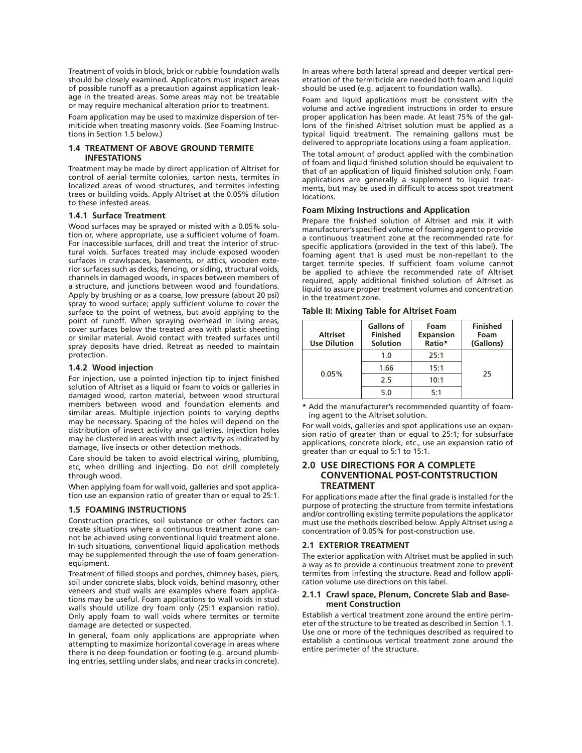Treatment of voids in block, brick or rubble foundation walls should be closely examined. Applicators must inspect areas of possible runoff as a precaution against application leakage in the treated areas. Some areas may not be treatable or may require mechanical alteration prior to treatment.

Foam application may be used to maximize dispersion of termiticide when treating masonry voids. (See Foaming Instructions in Section 1.5 below.)

### 1.4 TREATMENT OF ABOVE GROUND TERMITE INFESTATIONS

Treatment may be made by direct application of Altriset for control of aerial termite colonies, carton nests, termites in localized areas of wood structures, and termites infesting trees or building voids. Apply Altriset at the 0.05% dilution to these infested areas.

#### 1.4.1 Surface Treatment

Wood surfaces may be sprayed or misted with a 0.05% solution or, where appropriate, use a sufficient volume of foam. For inaccessible surfaces, drill and treat the interior of structural voids. Surfaces treated may include exposed wooden surfaces in crawlspaces, basements, or attics, wooden exterior surfaces such as decks, fencing, or siding, structural voids, channels in damaged woods, in spaces between members of a structure, and junctions between wood and foundations. Apply by brushing or as a coarse, low pressure (about 20 psi) spray to wood surface; apply sufficient volume to cover the surface to the point of wetness, but avoid applying to the point of runoff. When spraying overhead in living areas, cover surfaces below the treated area with plastic sheeting or similar material. Avoid contact with treated surfaces until spray deposits have dried. Retreat as needed to maintain protection.

#### 1.4.2 Wood injection

For injection, use a pointed injection tip to inject finished solution of Altriset as a liquid or foam to voids or galleries in damaged wood, carton material, between wood structural members between wood and foundation elements and similar areas. Multiple injection points to varying depths may be necessary. Spacing of the holes will depend on the distribution of insect activity and galleries. Injection holes may be clustered in areas with insect activity as indicated by damage, live insects or other detection methods.

Care should be taken to avoid electrical wiring, plumbing, etc, when drilling and injecting. Do not drill completely through wood.

When applying foam for wall void, galleries and spot application use an expansion ratio of greater than or equal to 25:1.

### 1.5 FOAMING INSTRUCTIONS

Construction practices, soil substance or other factors can create situations where a continuous treatment zone cannot be achieved using conventional liquid treatment alone. In such situations, conventional liquid application methods may be supplemented through the use of foam generation-equipment.

Treatment of filled stoops and porches, chimney bases, piers, soil under concrete slabs, block voids, behind masonry, other veneers and stud walls are examples where foam applications may be useful. Foam applications to wall voids in stud walls should utilize dry foam only (25:1 expansion ratio). Only apply foam to wall voids where termites or termite damage are detected or suspected.

In general, foam only applications are appropriate when attempting to maximize horizontal coverage in areas where there is no deep foundation or footing (e.g. around plumbing entries, settling under slabs, and near cracks in concrete).

In areas where both lateral spread and deeper vertical penetration of the termiticide are needed both foam and liquid should be used (e.g. adjacent to foundation walls).

Foam and liquid applications must be consistent with the volume and active ingredient instructions in order to ensure proper application has been made. At least 75% of the gallons of the finished Altriset solution must be applied as a typical liquid treatment. The remaining gallons must be delivered to appropriate locations using a foam application.

The total amount of product applied with the combination of foam and liquid finished solution should be equivalent to that of an application of liquid finished solution only. Foam applications are generally a supplement to liquid treatments, but may be used in difficult to access spot treatment locations.

#### Foam Mixing Instructions and Application

Prepare the finished solution of Altriset and mix it with manufacturer's specified volume of foaming agent to provide a continuous treatment zone at the recommended rate for specific applications (provided in the text of this label). The foaming agent that is used must be non-repellant to the target termite species. If sufficient foam volume cannot be applied to achieve the recommended rate of Altriset required, apply additional finished solution of Altriset as liquid to assure proper treatment volumes and concentration in the treatment zone.

**Table II: Mixing Table for Altriset Foam**

| Altriset Use Dilution | Gallons of Finished Solution | Foam Expansion Ratio* | Finished Foam (Gallons) |
|---|---|---|---|
| 0.05% | 1.0 | 25:1 | 25 |
| | 1.66 | 15:1 | |
| | 2.5 | 10:1 | |
| | 5.0 | 5:1 | |

\* Add the manufacturer's recommended quantity of foaming agent to the Altriset solution.

For wall voids, galleries and spot applications use an expansion ratio of greater than or equal to 25:1; for subsurface applications, concrete block, etc., use an expansion ratio of greater than or equal to 5:1 to 15:1.

## 2.0 USE DIRECTIONS FOR A COMPLETE CONVENTIONAL POST-CONTSTRUCTION TREATMENT

For applications made after the final grade is installed for the purpose of protecting the structure from termite infestations and/or controlling existing termite populations the applicator must use the methods described below. Apply Altriset using a concentration of 0.05% for post-construction use.

### 2.1 EXTERIOR TREATMENT

The exterior application with Altriset must be applied in such a way as to provide a continuous treatment zone to prevent termites from infesting the structure. Read and follow application volume use directions on this label.

#### 2.1.1 Crawl space, Plenum, Concrete Slab and Basement Construction

Establish a vertical treatment zone around the entire perimeter of the structure to be treated as described in Section 1.1. Use one or more of the techniques described as required to establish a continuous vertical treatment zone around the entire perimeter of the structure.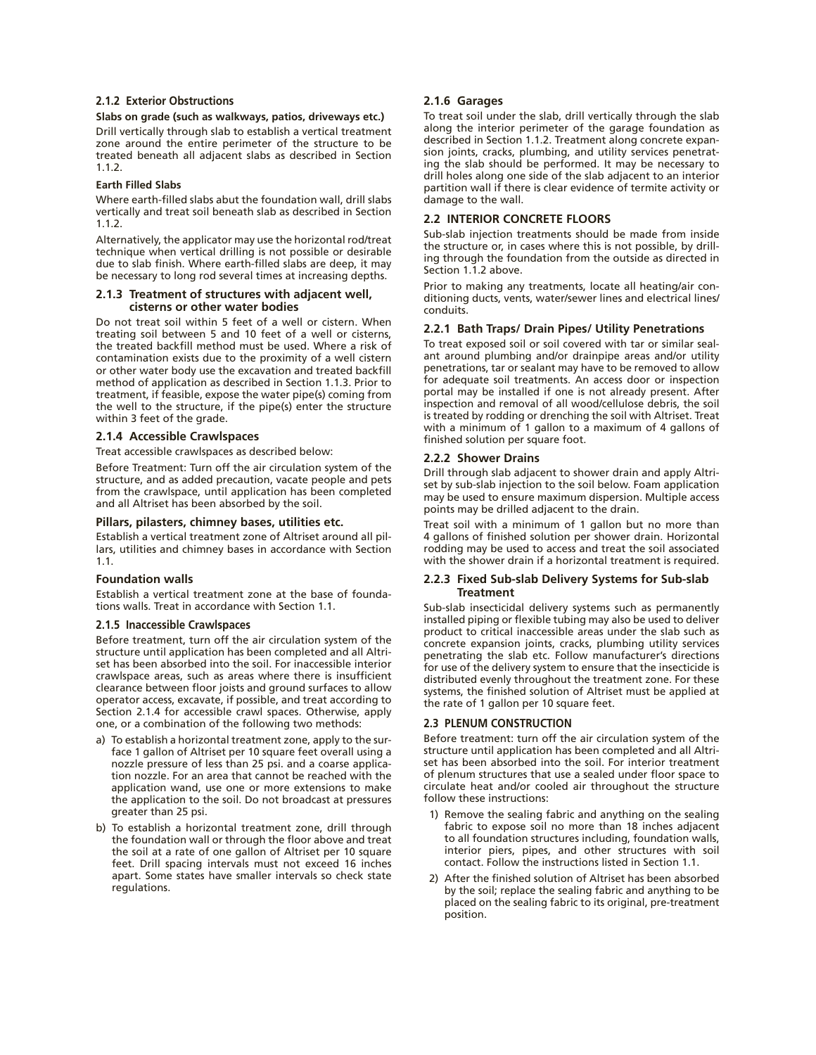### 2.1.2 Exterior Obstructions

**Slabs on grade (such as walkways, patios, driveways etc.)**

Drill vertically through slab to establish a vertical treatment zone around the entire perimeter of the structure to be treated beneath all adjacent slabs as described in Section 1.1.2.

**Earth Filled Slabs**

Where earth-filled slabs abut the foundation wall, drill slabs vertically and treat soil beneath slab as described in Section 1.1.2.

Alternatively, the applicator may use the horizontal rod/treat technique when vertical drilling is not possible or desirable due to slab finish. Where earth-filled slabs are deep, it may be necessary to long rod several times at increasing depths.

### 2.1.3 Treatment of structures with adjacent well, cisterns or other water bodies

Do not treat soil within 5 feet of a well or cistern. When treating soil between 5 and 10 feet of a well or cisterns, the treated backfill method must be used. Where a risk of contamination exists due to the proximity of a well cistern or other water body use the excavation and treated backfill method of application as described in Section 1.1.3. Prior to treatment, if feasible, expose the water pipe(s) coming from the well to the structure, if the pipe(s) enter the structure within 3 feet of the grade.

### 2.1.4 Accessible Crawlspaces

Treat accessible crawlspaces as described below:

Before Treatment: Turn off the air circulation system of the structure, and as added precaution, vacate people and pets from the crawlspace, until application has been completed and all Altriset has been absorbed by the soil.

**Pillars, pilasters, chimney bases, utilities etc.**

Establish a vertical treatment zone of Altriset around all pillars, utilities and chimney bases in accordance with Section 1.1.

**Foundation walls**

Establish a vertical treatment zone at the base of foundations walls. Treat in accordance with Section 1.1.

### 2.1.5 Inaccessible Crawlspaces

Before treatment, turn off the air circulation system of the structure until application has been completed and all Altriset has been absorbed into the soil. For inaccessible interior crawlspace areas, such as areas where there is insufficient clearance between floor joists and ground surfaces to allow operator access, excavate, if possible, and treat according to Section 2.1.4 for accessible crawl spaces. Otherwise, apply one, or a combination of the following two methods:

a) To establish a horizontal treatment zone, apply to the surface 1 gallon of Altriset per 10 square feet overall using a nozzle pressure of less than 25 psi. and a coarse application nozzle. For an area that cannot be reached with the application wand, use one or more extensions to make the application to the soil. Do not broadcast at pressures greater than 25 psi.

b) To establish a horizontal treatment zone, drill through the foundation wall or through the floor above and treat the soil at a rate of one gallon of Altriset per 10 square feet. Drill spacing intervals must not exceed 16 inches apart. Some states have smaller intervals so check state regulations.

### 2.1.6 Garages

To treat soil under the slab, drill vertically through the slab along the interior perimeter of the garage foundation as described in Section 1.1.2. Treatment along concrete expansion joints, cracks, plumbing, and utility services penetrating the slab should be performed. It may be necessary to drill holes along one side of the slab adjacent to an interior partition wall if there is clear evidence of termite activity or damage to the wall.

## 2.2 INTERIOR CONCRETE FLOORS

Sub-slab injection treatments should be made from inside the structure or, in cases where this is not possible, by drilling through the foundation from the outside as directed in Section 1.1.2 above.

Prior to making any treatments, locate all heating/air conditioning ducts, vents, water/sewer lines and electrical lines/conduits.

### 2.2.1 Bath Traps/ Drain Pipes/ Utility Penetrations

To treat exposed soil or soil covered with tar or similar sealant around plumbing and/or drainpipe areas and/or utility penetrations, tar or sealant may have to be removed to allow for adequate soil treatments. An access door or inspection portal may be installed if one is not already present. After inspection and removal of all wood/cellulose debris, the soil is treated by rodding or drenching the soil with Altriset. Treat with a minimum of 1 gallon to a maximum of 4 gallons of finished solution per square foot.

### 2.2.2 Shower Drains

Drill through slab adjacent to shower drain and apply Altriset by sub-slab injection to the soil below. Foam application may be used to ensure maximum dispersion. Multiple access points may be drilled adjacent to the drain.

Treat soil with a minimum of 1 gallon but no more than 4 gallons of finished solution per shower drain. Horizontal rodding may be used to access and treat the soil associated with the shower drain if a horizontal treatment is required.

### 2.2.3 Fixed Sub-slab Delivery Systems for Sub-slab Treatment

Sub-slab insecticidal delivery systems such as permanently installed piping or flexible tubing may also be used to deliver product to critical inaccessible areas under the slab such as concrete expansion joints, cracks, plumbing utility services penetrating the slab etc. Follow manufacturer's directions for use of the delivery system to ensure that the insecticide is distributed evenly throughout the treatment zone. For these systems, the finished solution of Altriset must be applied at the rate of 1 gallon per 10 square feet.

## 2.3 PLENUM CONSTRUCTION

Before treatment: turn off the air circulation system of the structure until application has been completed and all Altriset has been absorbed into the soil. For interior treatment of plenum structures that use a sealed under floor space to circulate heat and/or cooled air throughout the structure follow these instructions:

1) Remove the sealing fabric and anything on the sealing fabric to expose soil no more than 18 inches adjacent to all foundation structures including, foundation walls, interior piers, pipes, and other structures with soil contact. Follow the instructions listed in Section 1.1.

2) After the finished solution of Altriset has been absorbed by the soil; replace the sealing fabric and anything to be placed on the sealing fabric to its original, pre-treatment position.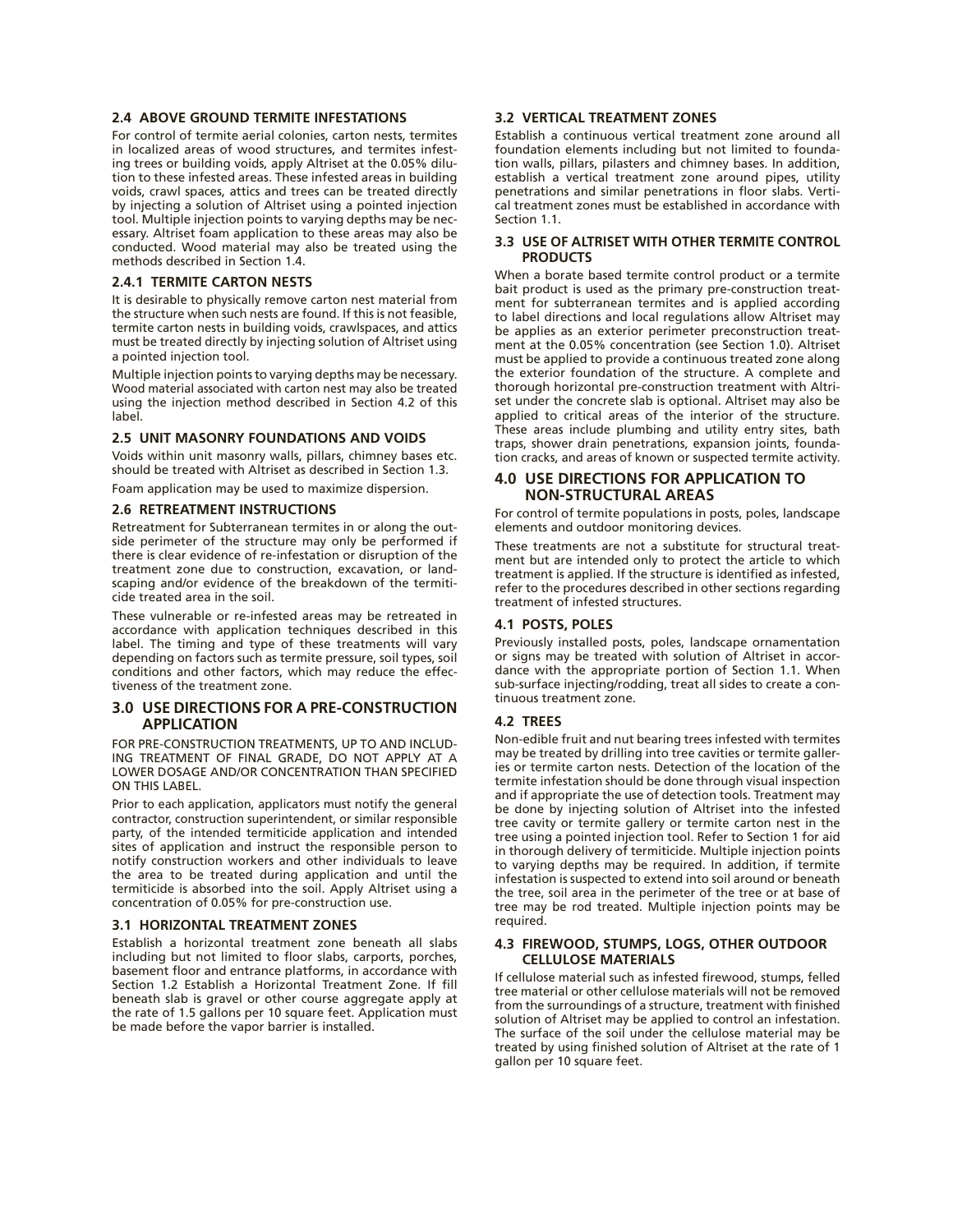### 2.4 ABOVE GROUND TERMITE INFESTATIONS

For control of termite aerial colonies, carton nests, termites in localized areas of wood structures, and termites infesting trees or building voids, apply Altriset at the 0.05% dilution to these infested areas. These infested areas in building voids, crawl spaces, attics and trees can be treated directly by injecting a solution of Altriset using a pointed injection tool. Multiple injection points to varying depths may be necessary. Altriset foam application to these areas may also be conducted. Wood material may also be treated using the methods described in Section 1.4.

### 2.4.1 TERMITE CARTON NESTS

It is desirable to physically remove carton nest material from the structure when such nests are found. If this is not feasible, termite carton nests in building voids, crawlspaces, and attics must be treated directly by injecting solution of Altriset using a pointed injection tool.

Multiple injection points to varying depths may be necessary. Wood material associated with carton nest may also be treated using the injection method described in Section 4.2 of this label.

### 2.5 UNIT MASONRY FOUNDATIONS AND VOIDS

Voids within unit masonry walls, pillars, chimney bases etc. should be treated with Altriset as described in Section 1.3.

Foam application may be used to maximize dispersion.

### 2.6 RETREATMENT INSTRUCTIONS

Retreatment for Subterranean termites in or along the outside perimeter of the structure may only be performed if there is clear evidence of re-infestation or disruption of the treatment zone due to construction, excavation, or landscaping and/or evidence of the breakdown of the termiticide treated area in the soil.

These vulnerable or re-infested areas may be retreated in accordance with application techniques described in this label. The timing and type of these treatments will vary depending on factors such as termite pressure, soil types, soil conditions and other factors, which may reduce the effectiveness of the treatment zone.

## 3.0 USE DIRECTIONS FOR A PRE-CONSTRUCTION APPLICATION

FOR PRE-CONSTRUCTION TREATMENTS, UP TO AND INCLUDING TREATMENT OF FINAL GRADE, DO NOT APPLY AT A LOWER DOSAGE AND/OR CONCENTRATION THAN SPECIFIED ON THIS LABEL.

Prior to each application, applicators must notify the general contractor, construction superintendent, or similar responsible party, of the intended termiticide application and intended sites of application and instruct the responsible person to notify construction workers and other individuals to leave the area to be treated during application and until the termiticide is absorbed into the soil. Apply Altriset using a concentration of 0.05% for pre-construction use.

### 3.1 HORIZONTAL TREATMENT ZONES

Establish a horizontal treatment zone beneath all slabs including but not limited to floor slabs, carports, porches, basement floor and entrance platforms, in accordance with Section 1.2 Establish a Horizontal Treatment Zone. If fill beneath slab is gravel or other course aggregate apply at the rate of 1.5 gallons per 10 square feet. Application must be made before the vapor barrier is installed.

### 3.2 VERTICAL TREATMENT ZONES

Establish a continuous vertical treatment zone around all foundation elements including but not limited to foundation walls, pillars, pilasters and chimney bases. In addition, establish a vertical treatment zone around pipes, utility penetrations and similar penetrations in floor slabs. Vertical treatment zones must be established in accordance with Section 1.1.

### 3.3 USE OF ALTRISET WITH OTHER TERMITE CONTROL PRODUCTS

When a borate based termite control product or a termite bait product is used as the primary pre-construction treatment for subterranean termites and is applied according to label directions and local regulations allow Altriset may be applies as an exterior perimeter preconstruction treatment at the 0.05% concentration (see Section 1.0). Altriset must be applied to provide a continuous treated zone along the exterior foundation of the structure. A complete and thorough horizontal pre-construction treatment with Altriset under the concrete slab is optional. Altriset may also be applied to critical areas of the interior of the structure. These areas include plumbing and utility entry sites, bath traps, shower drain penetrations, expansion joints, foundation cracks, and areas of known or suspected termite activity.

## 4.0 USE DIRECTIONS FOR APPLICATION TO NON-STRUCTURAL AREAS

For control of termite populations in posts, poles, landscape elements and outdoor monitoring devices.

These treatments are not a substitute for structural treatment but are intended only to protect the article to which treatment is applied. If the structure is identified as infested, refer to the procedures described in other sections regarding treatment of infested structures.

### 4.1 POSTS, POLES

Previously installed posts, poles, landscape ornamentation or signs may be treated with solution of Altriset in accordance with the appropriate portion of Section 1.1. When sub-surface injecting/rodding, treat all sides to create a continuous treatment zone.

### 4.2 TREES

Non-edible fruit and nut bearing trees infested with termites may be treated by drilling into tree cavities or termite galleries or termite carton nests. Detection of the location of the termite infestation should be done through visual inspection and if appropriate the use of detection tools. Treatment may be done by injecting solution of Altriset into the infested tree cavity or termite gallery or termite carton nest in the tree using a pointed injection tool. Refer to Section 1 for aid in thorough delivery of termiticide. Multiple injection points to varying depths may be required. In addition, if termite infestation is suspected to extend into soil around or beneath the tree, soil area in the perimeter of the tree or at base of tree may be rod treated. Multiple injection points may be required.

### 4.3 FIREWOOD, STUMPS, LOGS, OTHER OUTDOOR CELLULOSE MATERIALS

If cellulose material such as infested firewood, stumps, felled tree material or other cellulose materials will not be removed from the surroundings of a structure, treatment with finished solution of Altriset may be applied to control an infestation. The surface of the soil under the cellulose material may be treated by using finished solution of Altriset at the rate of 1 gallon per 10 square feet.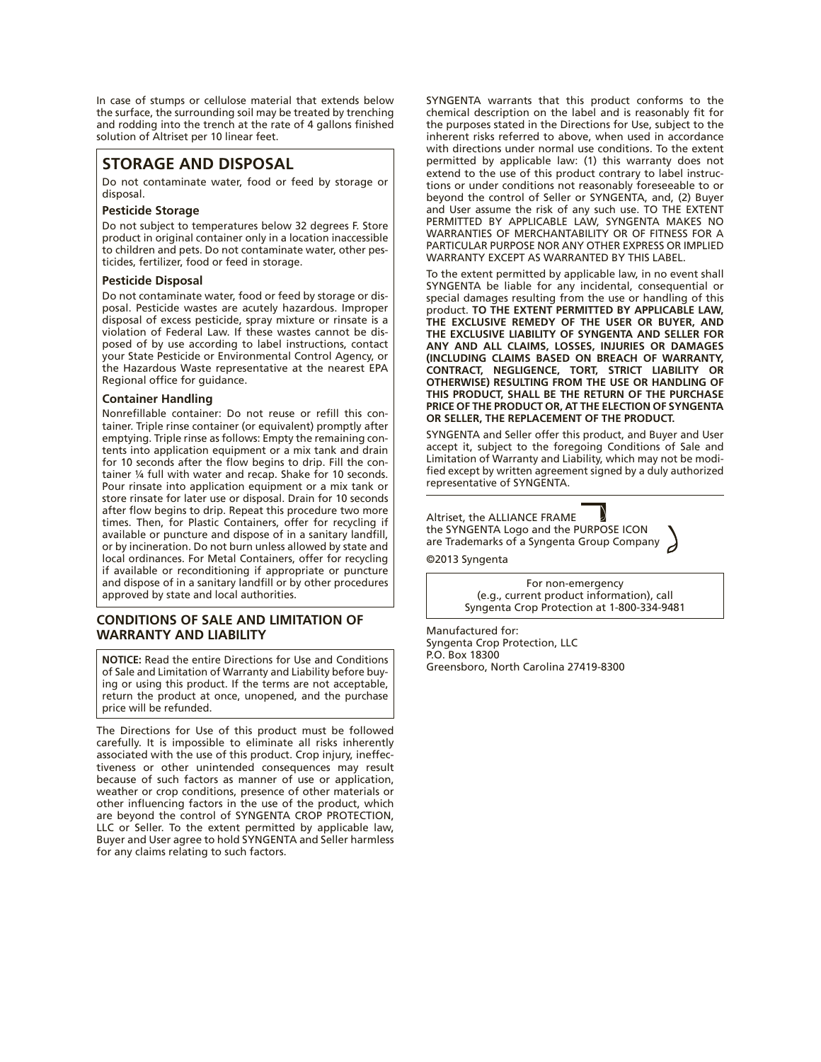In case of stumps or cellulose material that extends below the surface, the surrounding soil may be treated by trenching and rodding into the trench at the rate of 4 gallons finished solution of Altriset per 10 linear feet.

## STORAGE AND DISPOSAL

Do not contaminate water, food or feed by storage or disposal.

### Pesticide Storage

Do not subject to temperatures below 32 degrees F. Store product in original container only in a location inaccessible to children and pets. Do not contaminate water, other pesticides, fertilizer, food or feed in storage.

### Pesticide Disposal

Do not contaminate water, food or feed by storage or disposal. Pesticide wastes are acutely hazardous. Improper disposal of excess pesticide, spray mixture or rinsate is a violation of Federal Law. If these wastes cannot be disposed of by use according to label instructions, contact your State Pesticide or Environmental Control Agency, or the Hazardous Waste representative at the nearest EPA Regional office for guidance.

### Container Handling

Nonrefillable container: Do not reuse or refill this container. Triple rinse container (or equivalent) promptly after emptying. Triple rinse as follows: Empty the remaining contents into application equipment or a mix tank and drain for 10 seconds after the flow begins to drip. Fill the container ¼ full with water and recap. Shake for 10 seconds. Pour rinsate into application equipment or a mix tank or store rinsate for later use or disposal. Drain for 10 seconds after flow begins to drip. Repeat this procedure two more times. Then, for Plastic Containers, offer for recycling if available or puncture and dispose of in a sanitary landfill, or by incineration. Do not burn unless allowed by state and local ordinances. For Metal Containers, offer for recycling if available or reconditioning if appropriate or puncture and dispose of in a sanitary landfill or by other procedures approved by state and local authorities.

## CONDITIONS OF SALE AND LIMITATION OF WARRANTY AND LIABILITY

**NOTICE:** Read the entire Directions for Use and Conditions of Sale and Limitation of Warranty and Liability before buying or using this product. If the terms are not acceptable, return the product at once, unopened, and the purchase price will be refunded.

The Directions for Use of this product must be followed carefully. It is impossible to eliminate all risks inherently associated with the use of this product. Crop injury, ineffectiveness or other unintended consequences may result because of such factors as manner of use or application, weather or crop conditions, presence of other materials or other influencing factors in the use of the product, which are beyond the control of SYNGENTA CROP PROTECTION, LLC or Seller. To the extent permitted by applicable law, Buyer and User agree to hold SYNGENTA and Seller harmless for any claims relating to such factors.

SYNGENTA warrants that this product conforms to the chemical description on the label and is reasonably fit for the purposes stated in the Directions for Use, subject to the inherent risks referred to above, when used in accordance with directions under normal use conditions. To the extent permitted by applicable law: (1) this warranty does not extend to the use of this product contrary to label instructions or under conditions not reasonably foreseeable to or beyond the control of Seller or SYNGENTA, and, (2) Buyer and User assume the risk of any such use. TO THE EXTENT PERMITTED BY APPLICABLE LAW, SYNGENTA MAKES NO WARRANTIES OF MERCHANTABILITY OR OF FITNESS FOR A PARTICULAR PURPOSE NOR ANY OTHER EXPRESS OR IMPLIED WARRANTY EXCEPT AS WARRANTED BY THIS LABEL.

To the extent permitted by applicable law, in no event shall SYNGENTA be liable for any incidental, consequential or special damages resulting from the use or handling of this product. **TO THE EXTENT PERMITTED BY APPLICABLE LAW, THE EXCLUSIVE REMEDY OF THE USER OR BUYER, AND THE EXCLUSIVE LIABILITY OF SYNGENTA AND SELLER FOR ANY AND ALL CLAIMS, LOSSES, INJURIES OR DAMAGES (INCLUDING CLAIMS BASED ON BREACH OF WARRANTY, CONTRACT, NEGLIGENCE, TORT, STRICT LIABILITY OR OTHERWISE) RESULTING FROM THE USE OR HANDLING OF THIS PRODUCT, SHALL BE THE RETURN OF THE PURCHASE PRICE OF THE PRODUCT OR, AT THE ELECTION OF SYNGENTA OR SELLER, THE REPLACEMENT OF THE PRODUCT.**

SYNGENTA and Seller offer this product, and Buyer and User accept it, subject to the foregoing Conditions of Sale and Limitation of Warranty and Liability, which may not be modified except by written agreement signed by a duly authorized representative of SYNGENTA.

Altriset, the ALLIANCE FRAME
the SYNGENTA Logo and the PURPOSE ICON
are Trademarks of a Syngenta Group Company

©2013 Syngenta

For non-emergency
(e.g., current product information), call
Syngenta Crop Protection at 1-800-334-9481

Manufactured for:
Syngenta Crop Protection, LLC
P.O. Box 18300
Greensboro, North Carolina 27419-8300